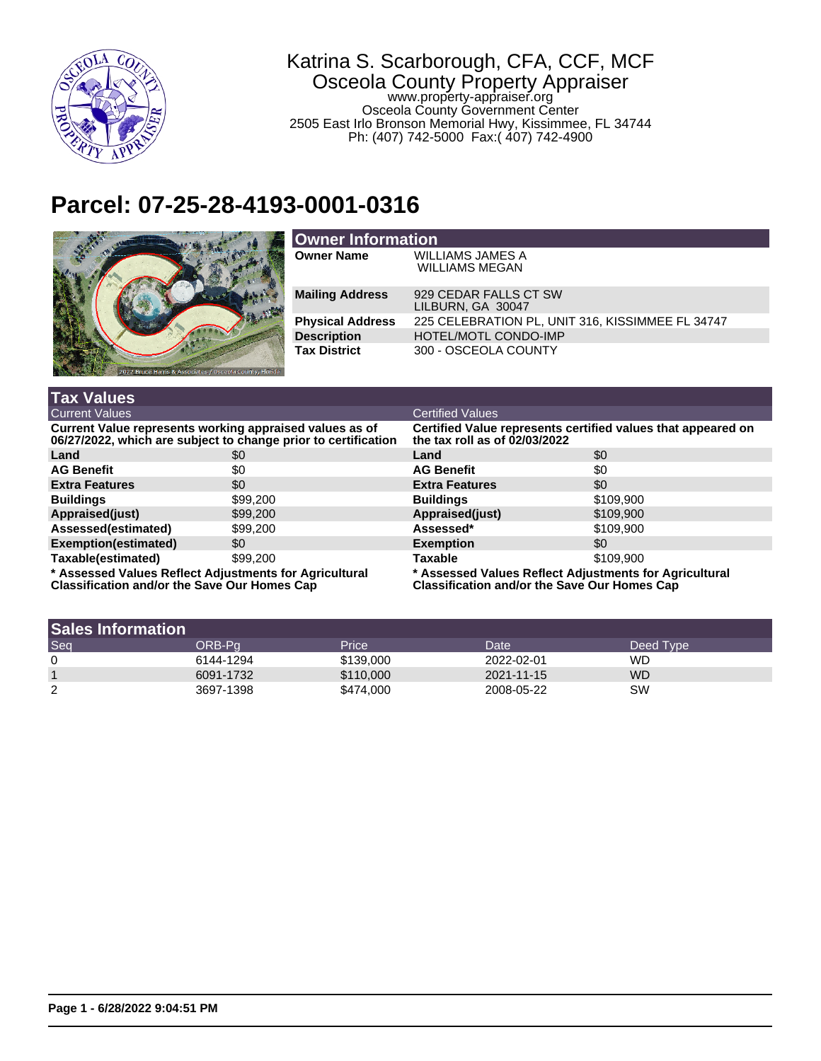Katrina S. Scarborough, CFA, CCF, MCF
Osceola County Property Appraiser
www.property-appraiser.org
Osceola County Government Center
2505 East Irlo Bronson Memorial Hwy, Kissimmee, FL 34744
Ph: (407) 742-5000 Fax:( 407) 742-4900

# Parcel: 07-25-28-4193-0001-0316

## Owner Information

| | |
|---|---|
| **Owner Name** | WILLIAMS JAMES A<br>WILLIAMS MEGAN |
| **Mailing Address** | 929 CEDAR FALLS CT SW<br>LILBURN, GA 30047 |
| **Physical Address** | 225 CELEBRATION PL, UNIT 316, KISSIMMEE FL 34747 |
| **Description** | HOTEL/MOTL CONDO-IMP |
| **Tax District** | 300 - OSCEOLA COUNTY |

## Tax Values

| Current Values | | Certified Values | |
|---|---|---|---|
| **Current Value represents working appraised values as of 06/27/2022, which are subject to change prior to certification** | | **Certified Value represents certified values that appeared on the tax roll as of 02/03/2022** | |
| **Land** | $0 | **Land** | $0 |
| **AG Benefit** | $0 | **AG Benefit** | $0 |
| **Extra Features** | $0 | **Extra Features** | $0 |
| **Buildings** | $99,200 | **Buildings** | $109,900 |
| **Appraised(just)** | $99,200 | **Appraised(just)** | $109,900 |
| **Assessed(estimated)** | $99,200 | **Assessed*** | $109,900 |
| **Exemption(estimated)** | $0 | **Exemption** | $0 |
| **Taxable(estimated)** | $99,200 | **Taxable** | $109,900 |

**\* Assessed Values Reflect Adjustments for Agricultural Classification and/or the Save Our Homes Cap**

**\* Assessed Values Reflect Adjustments for Agricultural Classification and/or the Save Our Homes Cap**

## Sales Information

| Seq | ORB-Pg | Price | Date | Deed Type |
|---|---|---|---|---|
| 0 | 6144-1294 | $139,000 | 2022-02-01 | WD |
| 1 | 6091-1732 | $110,000 | 2021-11-15 | WD |
| 2 | 3697-1398 | $474,000 | 2008-05-22 | SW |

**Page 1 - 6/28/2022 9:04:51 PM**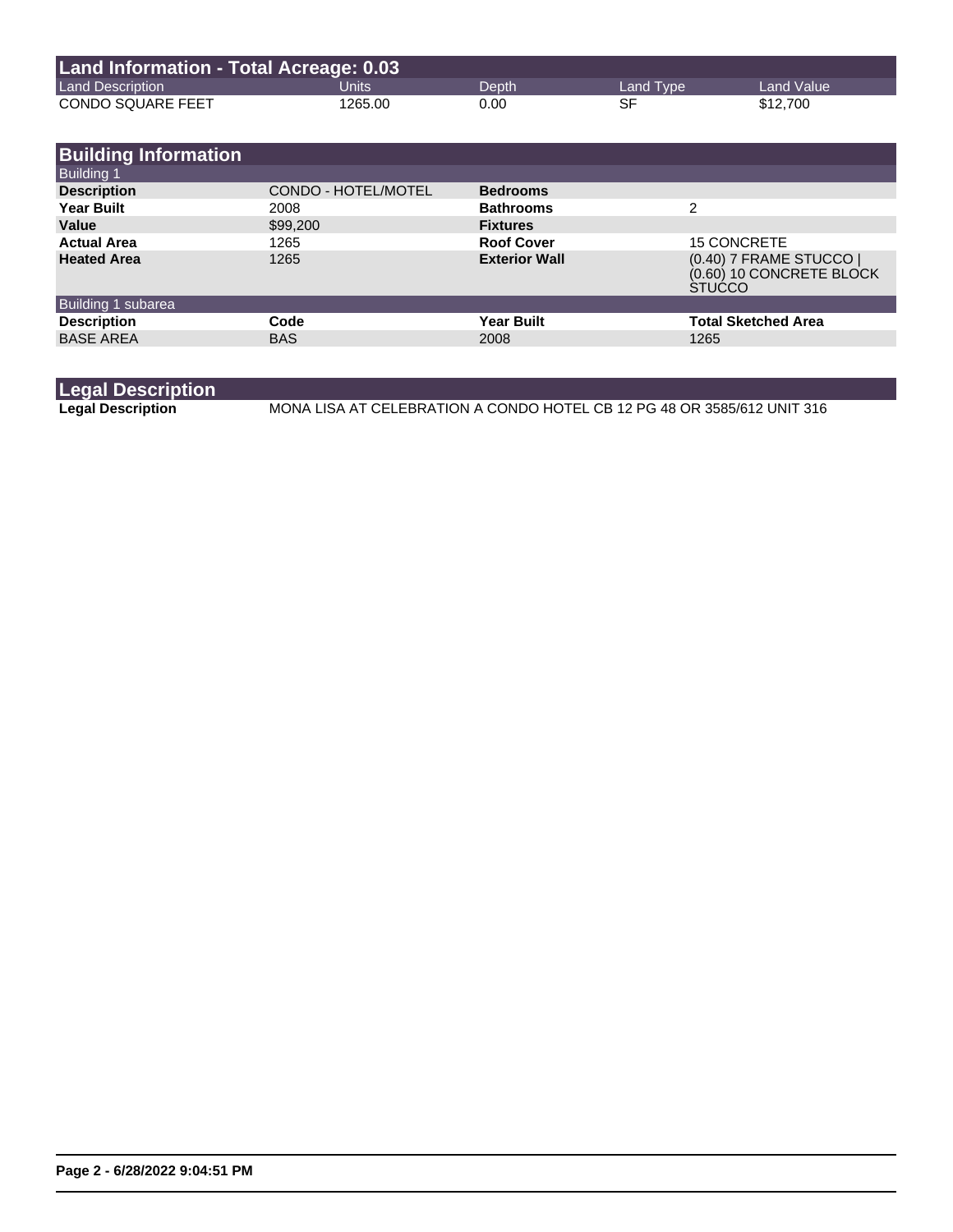## Land Information - Total Acreage: 0.03

| Land Description | Units | Depth | Land Type | Land Value |
|---|---|---|---|---|
| CONDO SQUARE FEET | 1265.00 | 0.00 | SF | $12,700 |

## Building Information

### Building 1

| | | | |
|---|---|---|---|
| **Description** | CONDO - HOTEL/MOTEL | **Bedrooms** | |
| **Year Built** | 2008 | **Bathrooms** | 2 |
| **Value** | $99,200 | **Fixtures** | |
| **Actual Area** | 1265 | **Roof Cover** | 15 CONCRETE |
| **Heated Area** | 1265 | **Exterior Wall** | (0.40) 7 FRAME STUCCO \| (0.60) 10 CONCRETE BLOCK STUCCO |

### Building 1 subarea

| Description | Code | Year Built | Total Sketched Area |
|---|---|---|---|
| BASE AREA | BAS | 2008 | 1265 |

## Legal Description

| | |
|---|---|
| **Legal Description** | MONA LISA AT CELEBRATION A CONDO HOTEL CB 12 PG 48 OR 3585/612 UNIT 316 |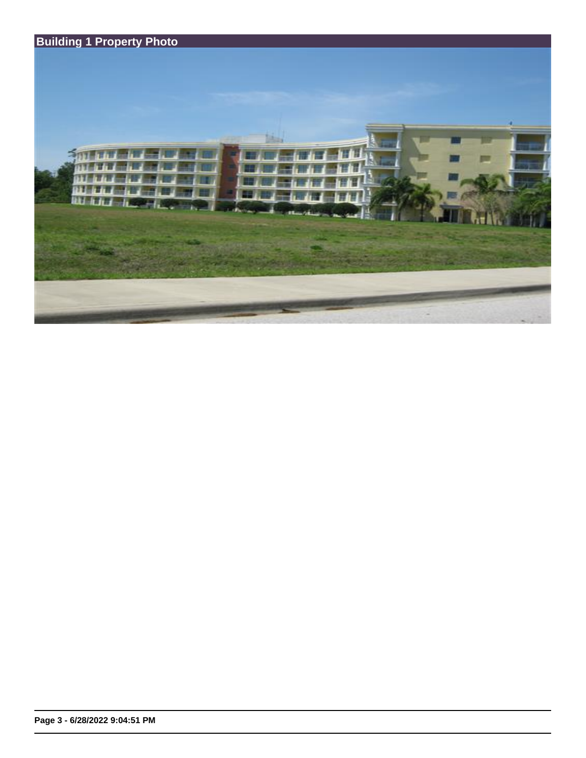## Building 1 Property Photo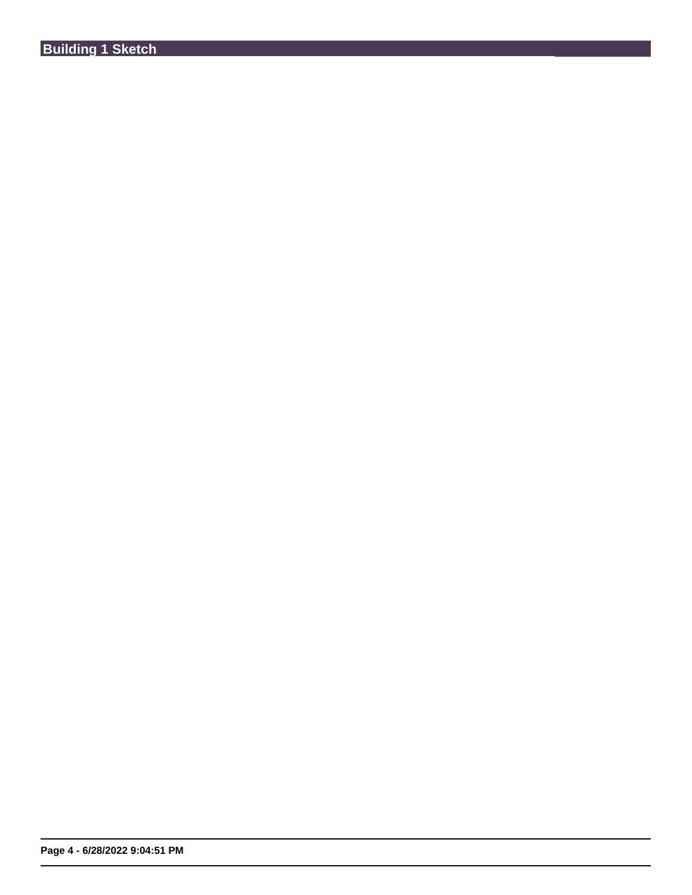## Building 1 Sketch